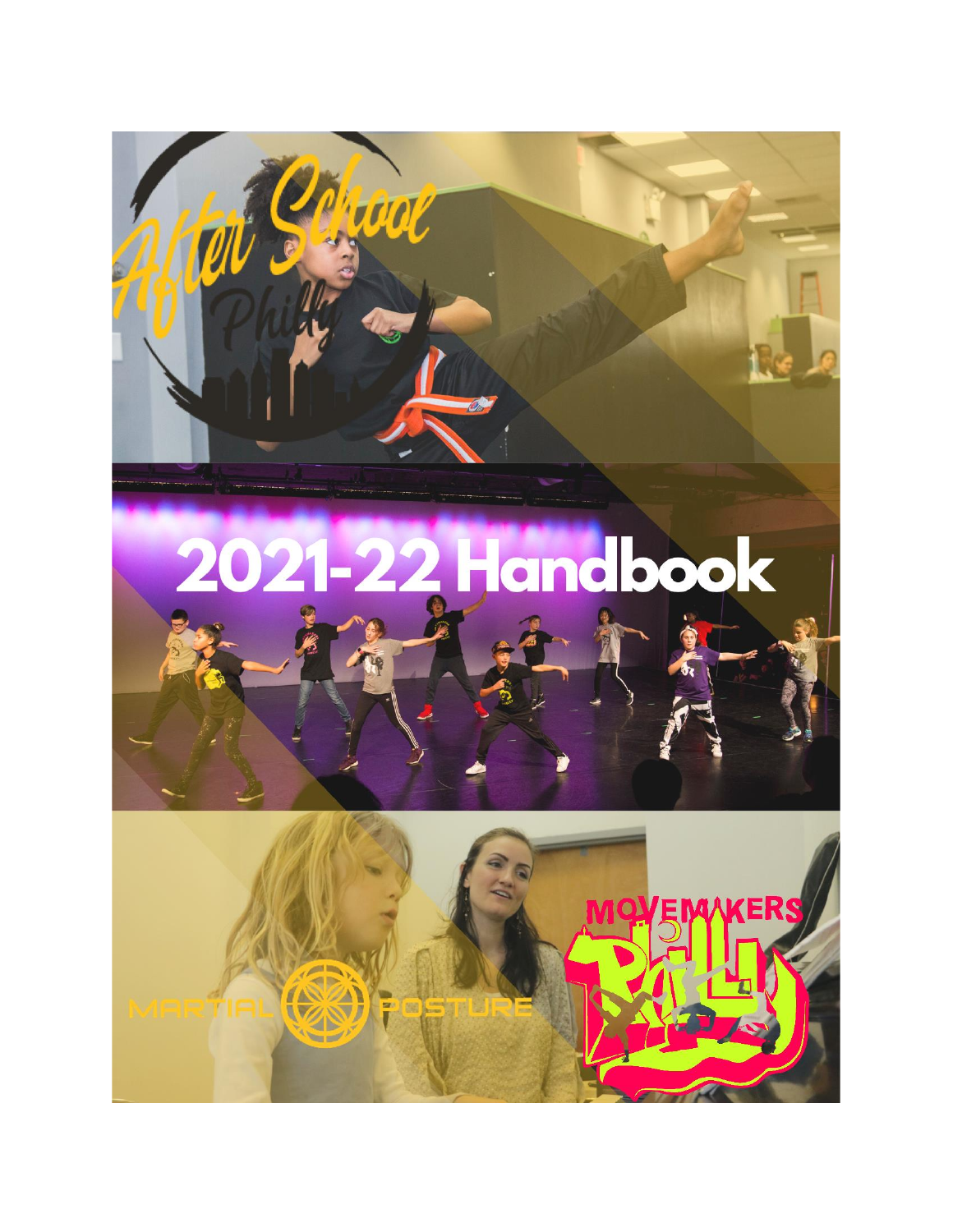After School Philly

# 2021-22 Handbook

MARTIAL POSTURE

MOVEMAKERS PHILLY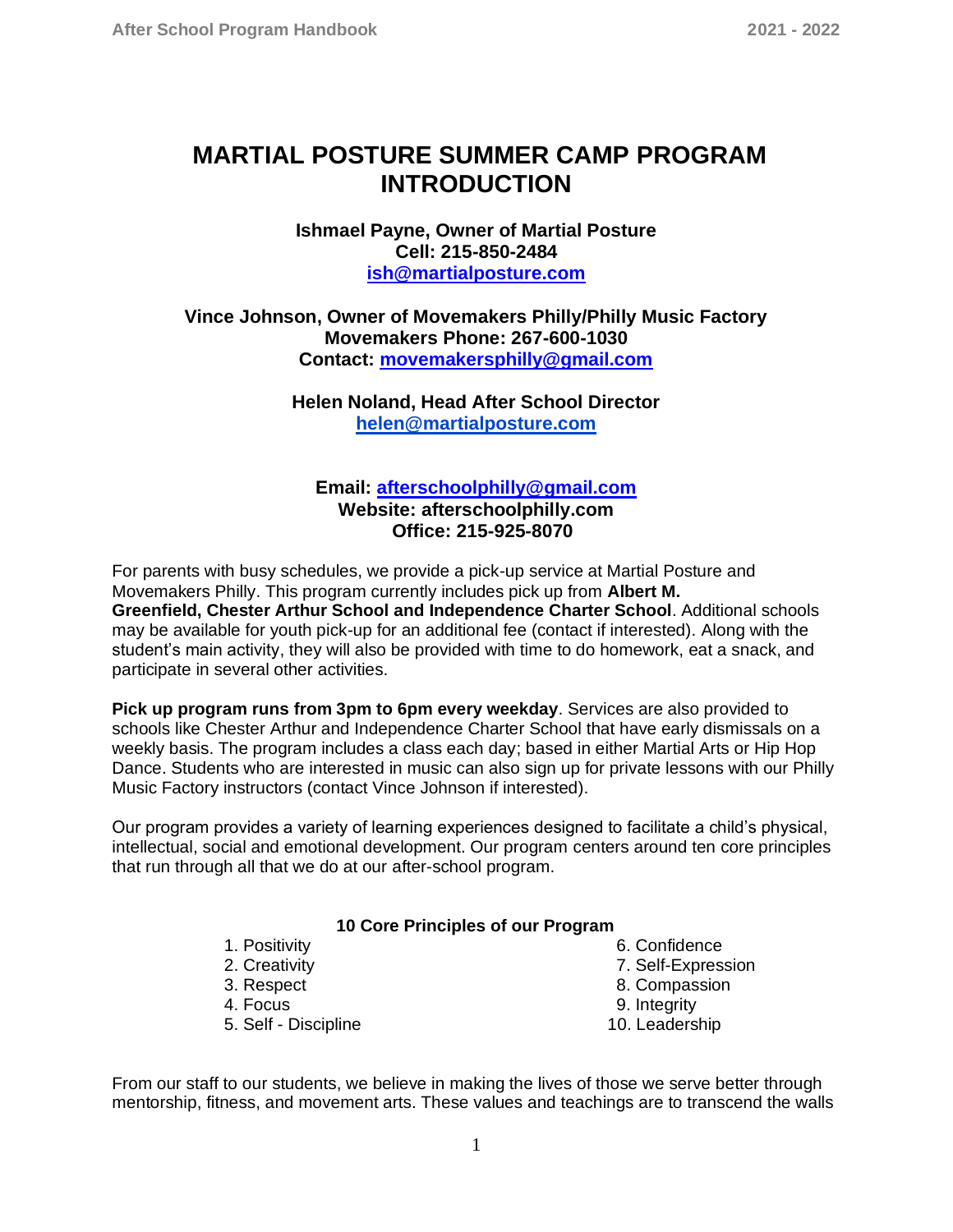# MARTIAL POSTURE SUMMER CAMP PROGRAM INTRODUCTION

**Ishmael Payne, Owner of Martial Posture**
**Cell: 215-850-2484**
**ish@martialposture.com**

**Vince Johnson, Owner of Movemakers Philly/Philly Music Factory**
**Movemakers Phone: 267-600-1030**
**Contact: movemakersphilly@gmail.com**

**Helen Noland, Head After School Director**
**helen@martialposture.com**

**Email: afterschoolphilly@gmail.com**
**Website: afterschoolphilly.com**
**Office: 215-925-8070**

For parents with busy schedules, we provide a pick-up service at Martial Posture and Movemakers Philly. This program currently includes pick up from **Albert M. Greenfield, Chester Arthur School and Independence Charter School**. Additional schools may be available for youth pick-up for an additional fee (contact if interested). Along with the student's main activity, they will also be provided with time to do homework, eat a snack, and participate in several other activities.

**Pick up program runs from 3pm to 6pm every weekday**. Services are also provided to schools like Chester Arthur and Independence Charter School that have early dismissals on a weekly basis. The program includes a class each day; based in either Martial Arts or Hip Hop Dance. Students who are interested in music can also sign up for private lessons with our Philly Music Factory instructors (contact Vince Johnson if interested).

Our program provides a variety of learning experiences designed to facilitate a child's physical, intellectual, social and emotional development. Our program centers around ten core principles that run through all that we do at our after-school program.

**10 Core Principles of our Program**

1. Positivity
2. Creativity
3. Respect
4. Focus
5. Self - Discipline
6. Confidence
7. Self-Expression
8. Compassion
9. Integrity
10. Leadership

From our staff to our students, we believe in making the lives of those we serve better through mentorship, fitness, and movement arts. These values and teachings are to transcend the walls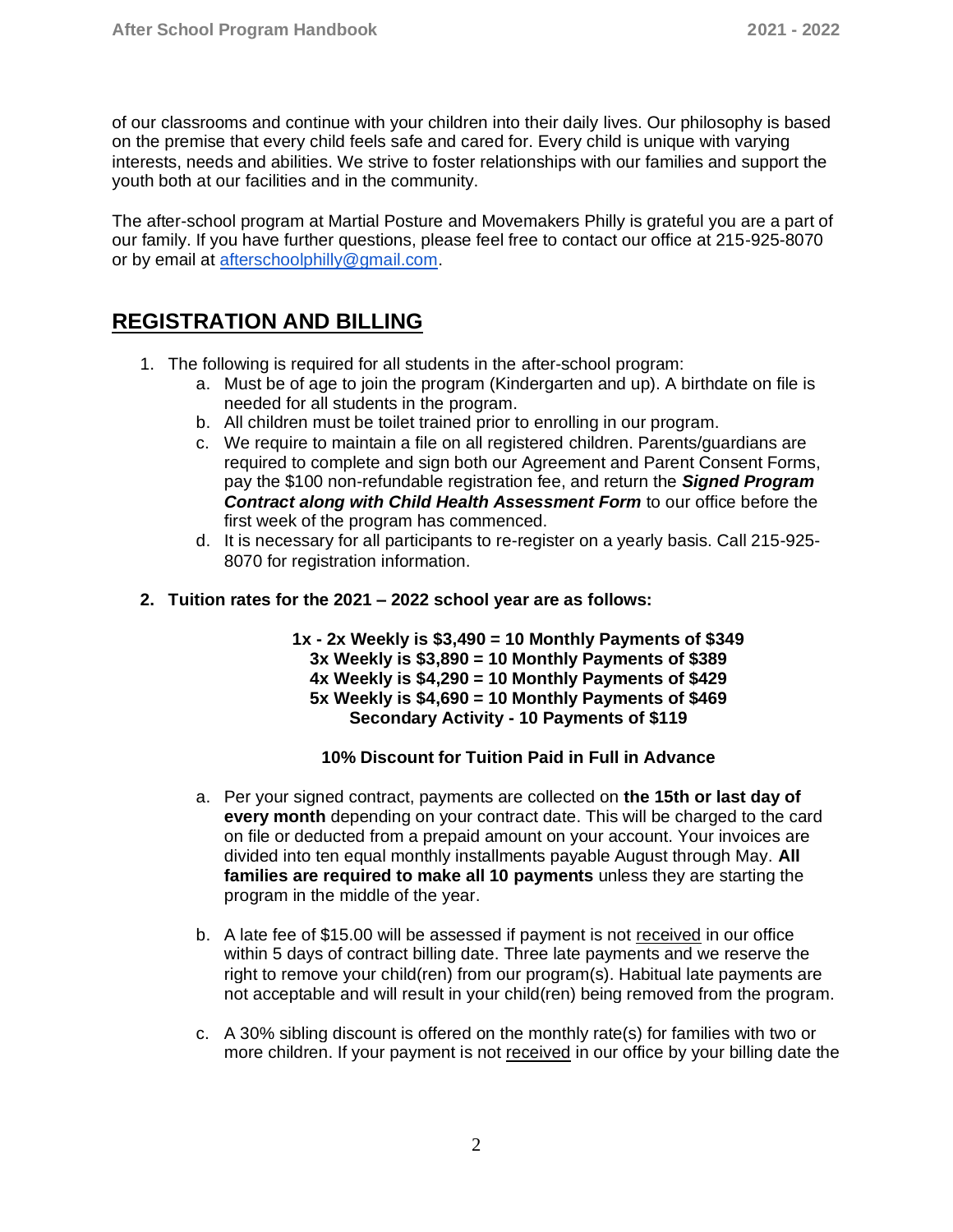of our classrooms and continue with your children into their daily lives. Our philosophy is based on the premise that every child feels safe and cared for. Every child is unique with varying interests, needs and abilities. We strive to foster relationships with our families and support the youth both at our facilities and in the community.

The after-school program at Martial Posture and Movemakers Philly is grateful you are a part of our family. If you have further questions, please feel free to contact our office at 215-925-8070 or by email at afterschoolphilly@gmail.com.

## REGISTRATION AND BILLING

1. The following is required for all students in the after-school program:
   a. Must be of age to join the program (Kindergarten and up). A birthdate on file is needed for all students in the program.
   b. All children must be toilet trained prior to enrolling in our program.
   c. We require to maintain a file on all registered children. Parents/guardians are required to complete and sign both our Agreement and Parent Consent Forms, pay the $100 non-refundable registration fee, and return the ***Signed Program Contract along with Child Health Assessment Form*** to our office before the first week of the program has commenced.
   d. It is necessary for all participants to re-register on a yearly basis. Call 215-925-8070 for registration information.

2. **Tuition rates for the 2021 – 2022 school year are as follows:**

   **1x - 2x Weekly is $3,490 = 10 Monthly Payments of $349**
   **3x Weekly is $3,890 = 10 Monthly Payments of $389**
   **4x Weekly is $4,290 = 10 Monthly Payments of $429**
   **5x Weekly is $4,690 = 10 Monthly Payments of $469**
   **Secondary Activity - 10 Payments of $119**

   **10% Discount for Tuition Paid in Full in Advance**

   a. Per your signed contract, payments are collected on **the 15th or last day of every month** depending on your contract date. This will be charged to the card on file or deducted from a prepaid amount on your account. Your invoices are divided into ten equal monthly installments payable August through May. **All families are required to make all 10 payments** unless they are starting the program in the middle of the year.

   b. A late fee of $15.00 will be assessed if payment is not received in our office within 5 days of contract billing date. Three late payments and we reserve the right to remove your child(ren) from our program(s). Habitual late payments are not acceptable and will result in your child(ren) being removed from the program.

   c. A 30% sibling discount is offered on the monthly rate(s) for families with two or more children. If your payment is not received in our office by your billing date the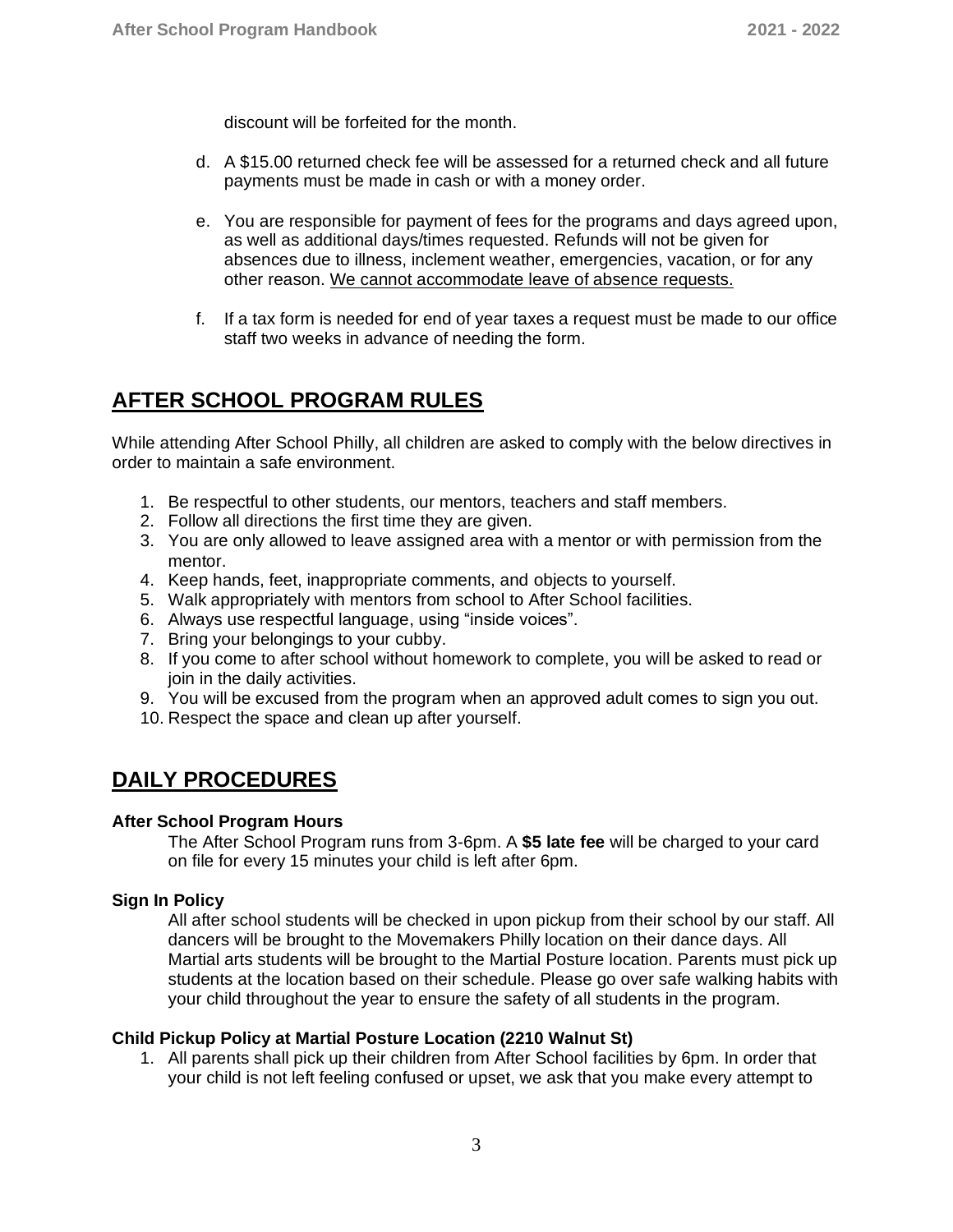discount will be forfeited for the month.

d. A $15.00 returned check fee will be assessed for a returned check and all future payments must be made in cash or with a money order.

e. You are responsible for payment of fees for the programs and days agreed upon, as well as additional days/times requested. Refunds will not be given for absences due to illness, inclement weather, emergencies, vacation, or for any other reason. <u>We cannot accommodate leave of absence requests.</u>

f. If a tax form is needed for end of year taxes a request must be made to our office staff two weeks in advance of needing the form.

## AFTER SCHOOL PROGRAM RULES

While attending After School Philly, all children are asked to comply with the below directives in order to maintain a safe environment.

1. Be respectful to other students, our mentors, teachers and staff members.
2. Follow all directions the first time they are given.
3. You are only allowed to leave assigned area with a mentor or with permission from the mentor.
4. Keep hands, feet, inappropriate comments, and objects to yourself.
5. Walk appropriately with mentors from school to After School facilities.
6. Always use respectful language, using "inside voices".
7. Bring your belongings to your cubby.
8. If you come to after school without homework to complete, you will be asked to read or join in the daily activities.
9. You will be excused from the program when an approved adult comes to sign you out.
10. Respect the space and clean up after yourself.

## DAILY PROCEDURES

**After School Program Hours**

The After School Program runs from 3-6pm. A **$5 late fee** will be charged to your card on file for every 15 minutes your child is left after 6pm.

**Sign In Policy**

All after school students will be checked in upon pickup from their school by our staff. All dancers will be brought to the Movemakers Philly location on their dance days. All Martial arts students will be brought to the Martial Posture location. Parents must pick up students at the location based on their schedule. Please go over safe walking habits with your child throughout the year to ensure the safety of all students in the program.

**Child Pickup Policy at Martial Posture Location (2210 Walnut St)**

1. All parents shall pick up their children from After School facilities by 6pm. In order that your child is not left feeling confused or upset, we ask that you make every attempt to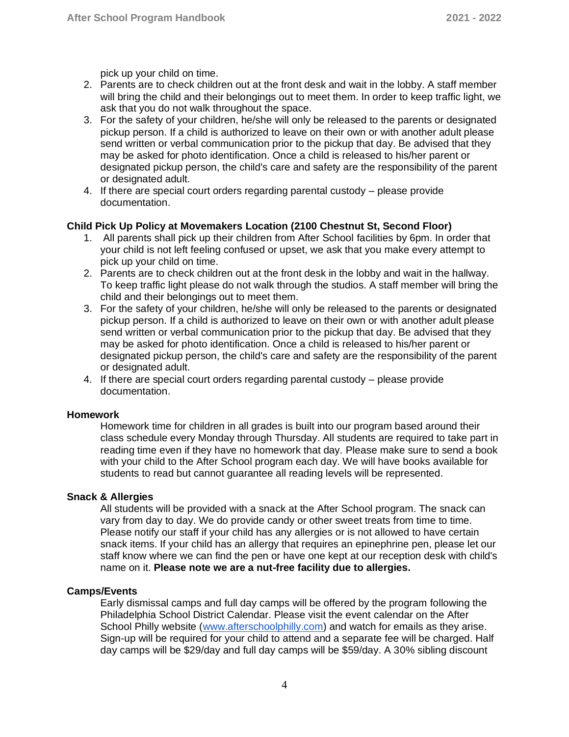pick up your child on time.

2. Parents are to check children out at the front desk and wait in the lobby. A staff member will bring the child and their belongings out to meet them. In order to keep traffic light, we ask that you do not walk throughout the space.
3. For the safety of your children, he/she will only be released to the parents or designated pickup person. If a child is authorized to leave on their own or with another adult please send written or verbal communication prior to the pickup that day. Be advised that they may be asked for photo identification. Once a child is released to his/her parent or designated pickup person, the child's care and safety are the responsibility of the parent or designated adult.
4. If there are special court orders regarding parental custody – please provide documentation.

**Child Pick Up Policy at Movemakers Location (2100 Chestnut St, Second Floor)**

1. All parents shall pick up their children from After School facilities by 6pm. In order that your child is not left feeling confused or upset, we ask that you make every attempt to pick up your child on time.
2. Parents are to check children out at the front desk in the lobby and wait in the hallway. To keep traffic light please do not walk through the studios. A staff member will bring the child and their belongings out to meet them.
3. For the safety of your children, he/she will only be released to the parents or designated pickup person. If a child is authorized to leave on their own or with another adult please send written or verbal communication prior to the pickup that day. Be advised that they may be asked for photo identification. Once a child is released to his/her parent or designated pickup person, the child's care and safety are the responsibility of the parent or designated adult.
4. If there are special court orders regarding parental custody – please provide documentation.

**Homework**

Homework time for children in all grades is built into our program based around their class schedule every Monday through Thursday. All students are required to take part in reading time even if they have no homework that day. Please make sure to send a book with your child to the After School program each day. We will have books available for students to read but cannot guarantee all reading levels will be represented.

**Snack & Allergies**

All students will be provided with a snack at the After School program. The snack can vary from day to day. We do provide candy or other sweet treats from time to time. Please notify our staff if your child has any allergies or is not allowed to have certain snack items. If your child has an allergy that requires an epinephrine pen, please let our staff know where we can find the pen or have one kept at our reception desk with child's name on it. **Please note we are a nut-free facility due to allergies.**

**Camps/Events**

Early dismissal camps and full day camps will be offered by the program following the Philadelphia School District Calendar. Please visit the event calendar on the After School Philly website ([www.afterschoolphilly.com](http://www.afterschoolphilly.com)) and watch for emails as they arise. Sign-up will be required for your child to attend and a separate fee will be charged. Half day camps will be $29/day and full day camps will be $59/day. A 30% sibling discount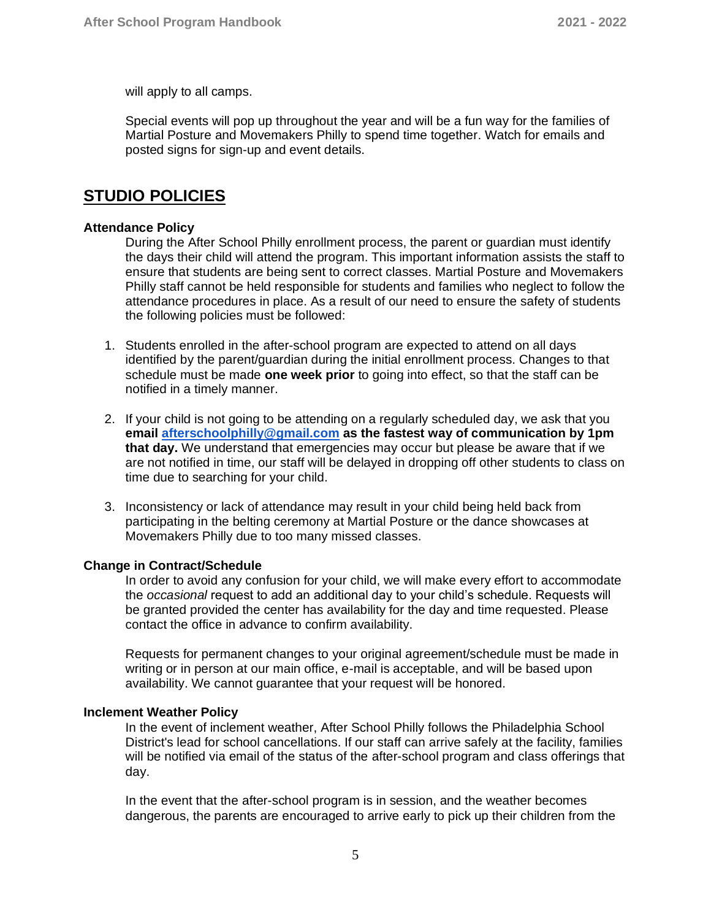will apply to all camps.

Special events will pop up throughout the year and will be a fun way for the families of Martial Posture and Movemakers Philly to spend time together. Watch for emails and posted signs for sign-up and event details.

## STUDIO POLICIES

**Attendance Policy**

During the After School Philly enrollment process, the parent or guardian must identify the days their child will attend the program. This important information assists the staff to ensure that students are being sent to correct classes. Martial Posture and Movemakers Philly staff cannot be held responsible for students and families who neglect to follow the attendance procedures in place. As a result of our need to ensure the safety of students the following policies must be followed:

1. Students enrolled in the after-school program are expected to attend on all days identified by the parent/guardian during the initial enrollment process. Changes to that schedule must be made **one week prior** to going into effect, so that the staff can be notified in a timely manner.

2. If your child is not going to be attending on a regularly scheduled day, we ask that you **email [afterschoolphilly@gmail.com](mailto:afterschoolphilly@gmail.com) as the fastest way of communication by 1pm that day.** We understand that emergencies may occur but please be aware that if we are not notified in time, our staff will be delayed in dropping off other students to class on time due to searching for your child.

3. Inconsistency or lack of attendance may result in your child being held back from participating in the belting ceremony at Martial Posture or the dance showcases at Movemakers Philly due to too many missed classes.

**Change in Contract/Schedule**

In order to avoid any confusion for your child, we will make every effort to accommodate the *occasional* request to add an additional day to your child's schedule. Requests will be granted provided the center has availability for the day and time requested. Please contact the office in advance to confirm availability.

Requests for permanent changes to your original agreement/schedule must be made in writing or in person at our main office, e-mail is acceptable, and will be based upon availability. We cannot guarantee that your request will be honored.

**Inclement Weather Policy**

In the event of inclement weather, After School Philly follows the Philadelphia School District's lead for school cancellations. If our staff can arrive safely at the facility, families will be notified via email of the status of the after-school program and class offerings that day.

In the event that the after-school program is in session, and the weather becomes dangerous, the parents are encouraged to arrive early to pick up their children from the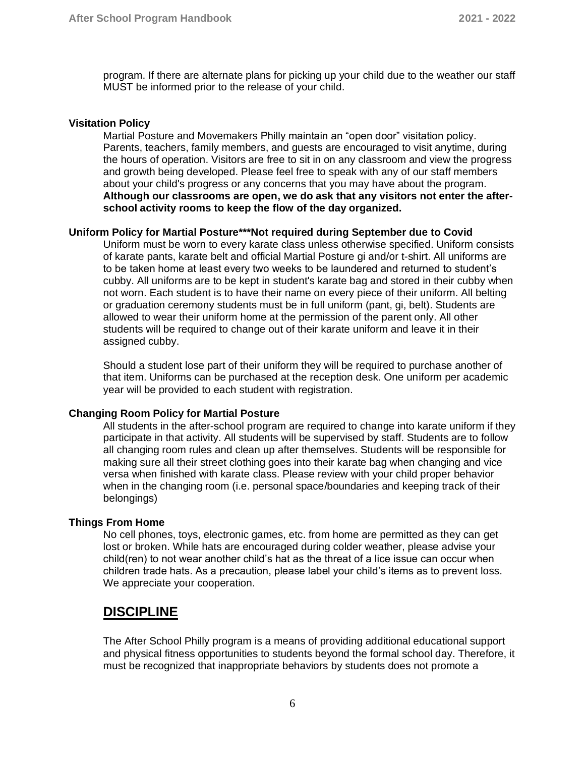program. If there are alternate plans for picking up your child due to the weather our staff MUST be informed prior to the release of your child.

**Visitation Policy**

Martial Posture and Movemakers Philly maintain an "open door" visitation policy. Parents, teachers, family members, and guests are encouraged to visit anytime, during the hours of operation. Visitors are free to sit in on any classroom and view the progress and growth being developed. Please feel free to speak with any of our staff members about your child's progress or any concerns that you may have about the program. **Although our classrooms are open, we do ask that any visitors not enter the after-school activity rooms to keep the flow of the day organized.**

**Uniform Policy for Martial Posture***Not required during September due to Covid**

Uniform must be worn to every karate class unless otherwise specified. Uniform consists of karate pants, karate belt and official Martial Posture gi and/or t-shirt. All uniforms are to be taken home at least every two weeks to be laundered and returned to student's cubby. All uniforms are to be kept in student's karate bag and stored in their cubby when not worn. Each student is to have their name on every piece of their uniform. All belting or graduation ceremony students must be in full uniform (pant, gi, belt). Students are allowed to wear their uniform home at the permission of the parent only. All other students will be required to change out of their karate uniform and leave it in their assigned cubby.

Should a student lose part of their uniform they will be required to purchase another of that item. Uniforms can be purchased at the reception desk. One uniform per academic year will be provided to each student with registration.

**Changing Room Policy for Martial Posture**

All students in the after-school program are required to change into karate uniform if they participate in that activity. All students will be supervised by staff. Students are to follow all changing room rules and clean up after themselves. Students will be responsible for making sure all their street clothing goes into their karate bag when changing and vice versa when finished with karate class. Please review with your child proper behavior when in the changing room (i.e. personal space/boundaries and keeping track of their belongings)

**Things From Home**

No cell phones, toys, electronic games, etc. from home are permitted as they can get lost or broken. While hats are encouraged during colder weather, please advise your child(ren) to not wear another child's hat as the threat of a lice issue can occur when children trade hats. As a precaution, please label your child's items as to prevent loss. We appreciate your cooperation.

## DISCIPLINE

The After School Philly program is a means of providing additional educational support and physical fitness opportunities to students beyond the formal school day. Therefore, it must be recognized that inappropriate behaviors by students does not promote a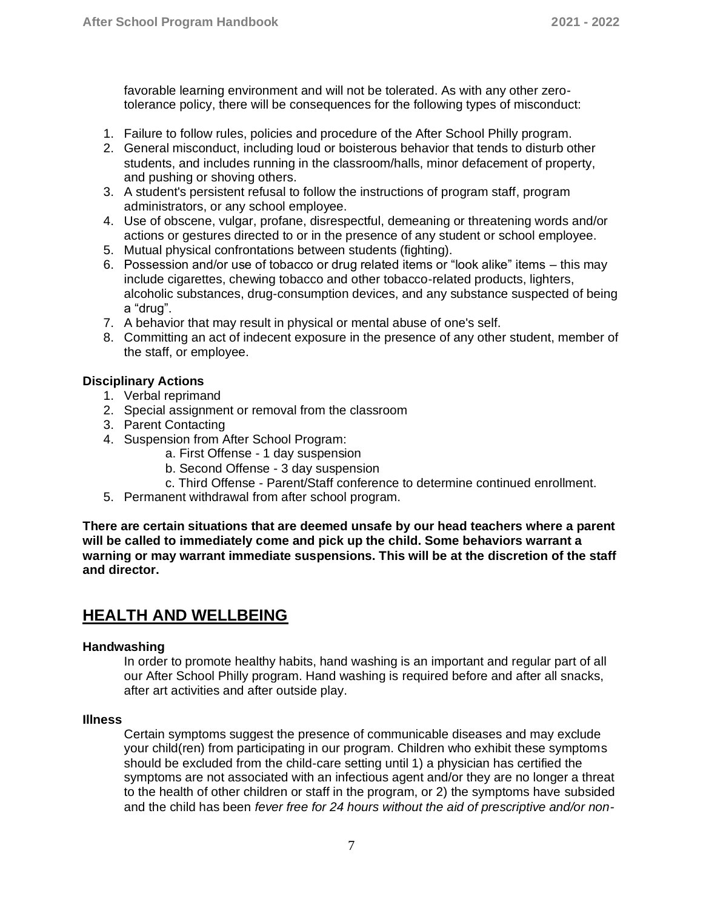favorable learning environment and will not be tolerated. As with any other zero-tolerance policy, there will be consequences for the following types of misconduct:

1. Failure to follow rules, policies and procedure of the After School Philly program.
2. General misconduct, including loud or boisterous behavior that tends to disturb other students, and includes running in the classroom/halls, minor defacement of property, and pushing or shoving others.
3. A student's persistent refusal to follow the instructions of program staff, program administrators, or any school employee.
4. Use of obscene, vulgar, profane, disrespectful, demeaning or threatening words and/or actions or gestures directed to or in the presence of any student or school employee.
5. Mutual physical confrontations between students (fighting).
6. Possession and/or use of tobacco or drug related items or "look alike" items – this may include cigarettes, chewing tobacco and other tobacco-related products, lighters, alcoholic substances, drug-consumption devices, and any substance suspected of being a "drug".
7. A behavior that may result in physical or mental abuse of one's self.
8. Committing an act of indecent exposure in the presence of any other student, member of the staff, or employee.

**Disciplinary Actions**

1. Verbal reprimand
2. Special assignment or removal from the classroom
3. Parent Contacting
4. Suspension from After School Program:
   a. First Offense - 1 day suspension
   b. Second Offense - 3 day suspension
   c. Third Offense - Parent/Staff conference to determine continued enrollment.
5. Permanent withdrawal from after school program.

**There are certain situations that are deemed unsafe by our head teachers where a parent will be called to immediately come and pick up the child. Some behaviors warrant a warning or may warrant immediate suspensions. This will be at the discretion of the staff and director.**

## HEALTH AND WELLBEING

**Handwashing**

In order to promote healthy habits, hand washing is an important and regular part of all our After School Philly program. Hand washing is required before and after all snacks, after art activities and after outside play.

**Illness**

Certain symptoms suggest the presence of communicable diseases and may exclude your child(ren) from participating in our program. Children who exhibit these symptoms should be excluded from the child-care setting until 1) a physician has certified the symptoms are not associated with an infectious agent and/or they are no longer a threat to the health of other children or staff in the program, or 2) the symptoms have subsided and the child has been *fever free for 24 hours without the aid of prescriptive and/or non-*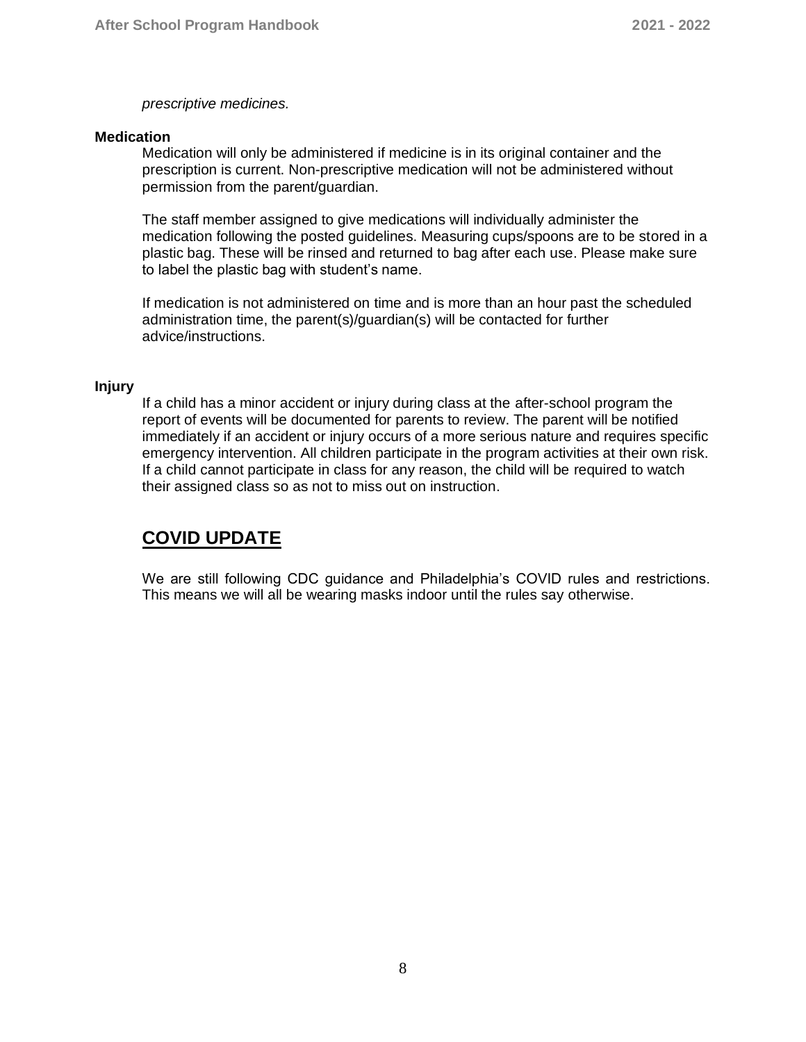*prescriptive medicines.*

**Medication**

Medication will only be administered if medicine is in its original container and the prescription is current. Non-prescriptive medication will not be administered without permission from the parent/guardian.

The staff member assigned to give medications will individually administer the medication following the posted guidelines. Measuring cups/spoons are to be stored in a plastic bag. These will be rinsed and returned to bag after each use. Please make sure to label the plastic bag with student's name.

If medication is not administered on time and is more than an hour past the scheduled administration time, the parent(s)/guardian(s) will be contacted for further advice/instructions.

**Injury**

If a child has a minor accident or injury during class at the after-school program the report of events will be documented for parents to review. The parent will be notified immediately if an accident or injury occurs of a more serious nature and requires specific emergency intervention. All children participate in the program activities at their own risk. If a child cannot participate in class for any reason, the child will be required to watch their assigned class so as not to miss out on instruction.

## COVID UPDATE

We are still following CDC guidance and Philadelphia's COVID rules and restrictions. This means we will all be wearing masks indoor until the rules say otherwise.